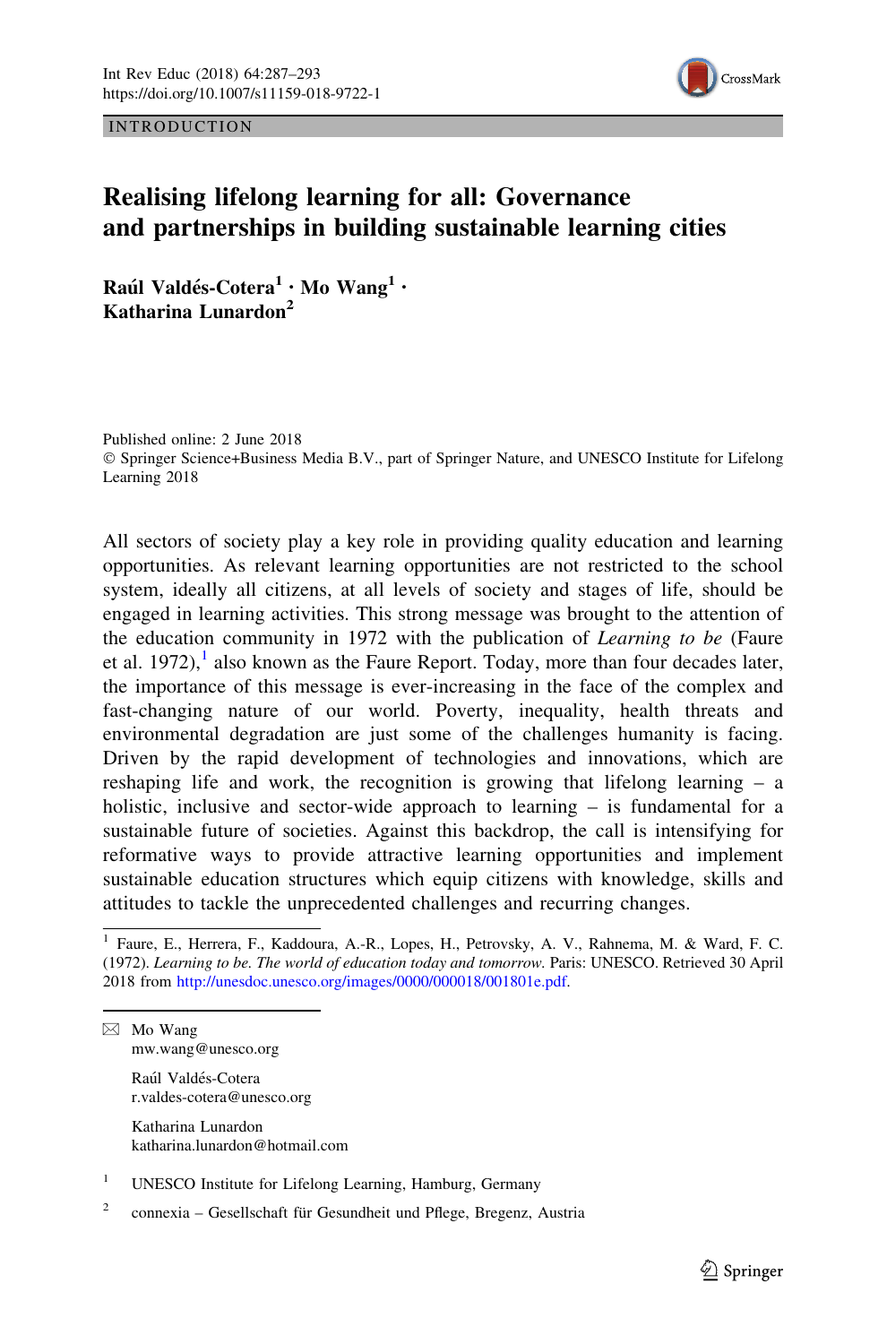INTRODUCTION

# Realising lifelong learning for all: Governance and partnerships in building sustainable learning cities

**Raúl Valdés-Cotera[1] · Mo Wang[1] · Katharina Lunardon[2]**

Published online: 2 June 2018
© Springer Science+Business Media B.V., part of Springer Nature, and UNESCO Institute for Lifelong Learning 2018

All sectors of society play a key role in providing quality education and learning opportunities. As relevant learning opportunities are not restricted to the school system, ideally all citizens, at all levels of society and stages of life, should be engaged in learning activities. This strong message was brought to the attention of the education community in 1972 with the publication of *Learning to be* (Faure et al. 1972),[1] also known as the Faure Report. Today, more than four decades later, the importance of this message is ever-increasing in the face of the complex and fast-changing nature of our world. Poverty, inequality, health threats and environmental degradation are just some of the challenges humanity is facing. Driven by the rapid development of technologies and innovations, which are reshaping life and work, the recognition is growing that lifelong learning – a holistic, inclusive and sector-wide approach to learning – is fundamental for a sustainable future of societies. Against this backdrop, the call is intensifying for reformative ways to provide attractive learning opportunities and implement sustainable education structures which equip citizens with knowledge, skills and attitudes to tackle the unprecedented challenges and recurring changes.

---

[1] Faure, E., Herrera, F., Kaddoura, A.-R., Lopes, H., Petrovsky, A. V., Rahnema, M. & Ward, F. C. (1972). *Learning to be. The world of education today and tomorrow*. Paris: UNESCO. Retrieved 30 April 2018 from http://unesdoc.unesco.org/images/0000/000018/001801e.pdf.

✉ Mo Wang
mw.wang@unesco.org

Raúl Valdés-Cotera
r.valdes-cotera@unesco.org

Katharina Lunardon
katharina.lunardon@hotmail.com

[1] UNESCO Institute for Lifelong Learning, Hamburg, Germany

[2] connexia – Gesellschaft für Gesundheit und Pflege, Bregenz, Austria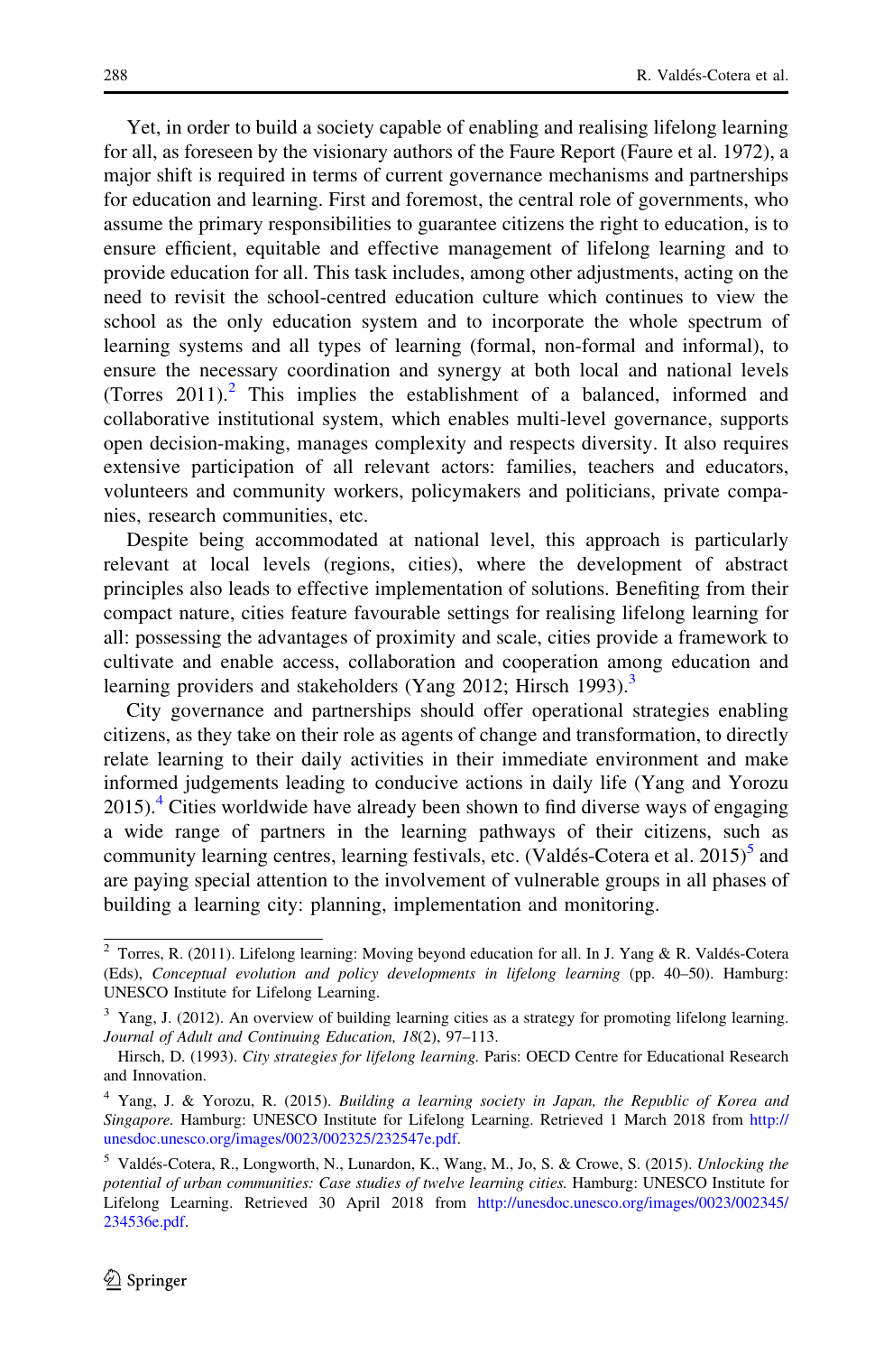Yet, in order to build a society capable of enabling and realising lifelong learning for all, as foreseen by the visionary authors of the Faure Report (Faure et al. 1972), a major shift is required in terms of current governance mechanisms and partnerships for education and learning. First and foremost, the central role of governments, who assume the primary responsibilities to guarantee citizens the right to education, is to ensure efficient, equitable and effective management of lifelong learning and to provide education for all. This task includes, among other adjustments, acting on the need to revisit the school-centred education culture which continues to view the school as the only education system and to incorporate the whole spectrum of learning systems and all types of learning (formal, non-formal and informal), to ensure the necessary coordination and synergy at both local and national levels (Torres 2011).[2] This implies the establishment of a balanced, informed and collaborative institutional system, which enables multi-level governance, supports open decision-making, manages complexity and respects diversity. It also requires extensive participation of all relevant actors: families, teachers and educators, volunteers and community workers, policymakers and politicians, private companies, research communities, etc.

Despite being accommodated at national level, this approach is particularly relevant at local levels (regions, cities), where the development of abstract principles also leads to effective implementation of solutions. Benefiting from their compact nature, cities feature favourable settings for realising lifelong learning for all: possessing the advantages of proximity and scale, cities provide a framework to cultivate and enable access, collaboration and cooperation among education and learning providers and stakeholders (Yang 2012; Hirsch 1993).[3]

City governance and partnerships should offer operational strategies enabling citizens, as they take on their role as agents of change and transformation, to directly relate learning to their daily activities in their immediate environment and make informed judgements leading to conducive actions in daily life (Yang and Yorozu 2015).[4] Cities worldwide have already been shown to find diverse ways of engaging a wide range of partners in the learning pathways of their citizens, such as community learning centres, learning festivals, etc. (Valdés-Cotera et al. 2015)[5] and are paying special attention to the involvement of vulnerable groups in all phases of building a learning city: planning, implementation and monitoring.

---

[2] Torres, R. (2011). Lifelong learning: Moving beyond education for all. In J. Yang & R. Valdés-Cotera (Eds), *Conceptual evolution and policy developments in lifelong learning* (pp. 40–50). Hamburg: UNESCO Institute for Lifelong Learning.

[3] Yang, J. (2012). An overview of building learning cities as a strategy for promoting lifelong learning. *Journal of Adult and Continuing Education, 18*(2), 97–113.

Hirsch, D. (1993). *City strategies for lifelong learning*. Paris: OECD Centre for Educational Research and Innovation.

[4] Yang, J. & Yorozu, R. (2015). *Building a learning society in Japan, the Republic of Korea and Singapore*. Hamburg: UNESCO Institute for Lifelong Learning. Retrieved 1 March 2018 from http://unesdoc.unesco.org/images/0023/002325/232547e.pdf.

[5] Valdés-Cotera, R., Longworth, N., Lunardon, K., Wang, M., Jo, S. & Crowe, S. (2015). *Unlocking the potential of urban communities: Case studies of twelve learning cities*. Hamburg: UNESCO Institute for Lifelong Learning. Retrieved 30 April 2018 from http://unesdoc.unesco.org/images/0023/002345/234536e.pdf.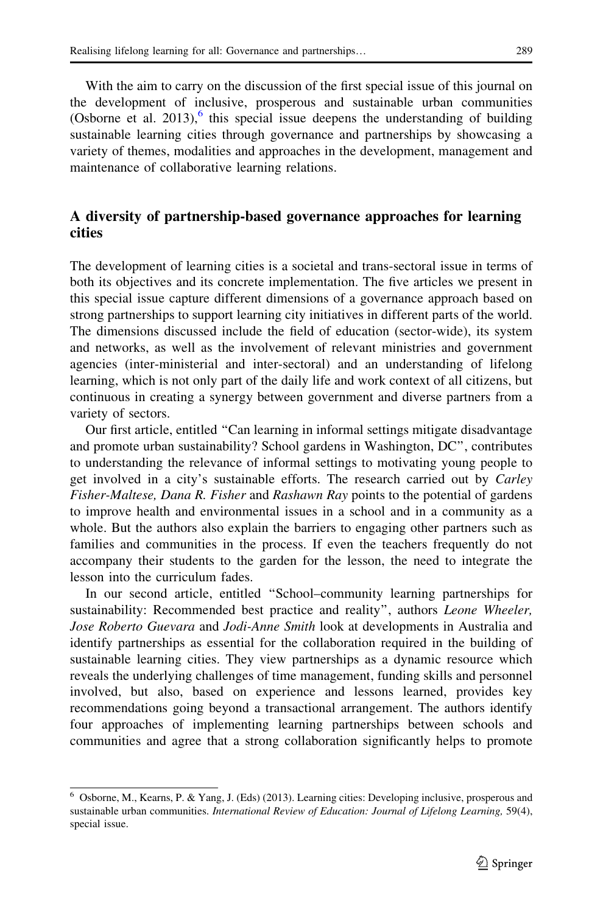With the aim to carry on the discussion of the first special issue of this journal on the development of inclusive, prosperous and sustainable urban communities (Osborne et al. 2013),[6] this special issue deepens the understanding of building sustainable learning cities through governance and partnerships by showcasing a variety of themes, modalities and approaches in the development, management and maintenance of collaborative learning relations.

## A diversity of partnership-based governance approaches for learning cities

The development of learning cities is a societal and trans-sectoral issue in terms of both its objectives and its concrete implementation. The five articles we present in this special issue capture different dimensions of a governance approach based on strong partnerships to support learning city initiatives in different parts of the world. The dimensions discussed include the field of education (sector-wide), its system and networks, as well as the involvement of relevant ministries and government agencies (inter-ministerial and inter-sectoral) and an understanding of lifelong learning, which is not only part of the daily life and work context of all citizens, but continuous in creating a synergy between government and diverse partners from a variety of sectors.

Our first article, entitled "Can learning in informal settings mitigate disadvantage and promote urban sustainability? School gardens in Washington, DC", contributes to understanding the relevance of informal settings to motivating young people to get involved in a city's sustainable efforts. The research carried out by *Carley Fisher-Maltese, Dana R. Fisher* and *Rashawn Ray* points to the potential of gardens to improve health and environmental issues in a school and in a community as a whole. But the authors also explain the barriers to engaging other partners such as families and communities in the process. If even the teachers frequently do not accompany their students to the garden for the lesson, the need to integrate the lesson into the curriculum fades.

In our second article, entitled "School–community learning partnerships for sustainability: Recommended best practice and reality", authors *Leone Wheeler, Jose Roberto Guevara* and *Jodi-Anne Smith* look at developments in Australia and identify partnerships as essential for the collaboration required in the building of sustainable learning cities. They view partnerships as a dynamic resource which reveals the underlying challenges of time management, funding skills and personnel involved, but also, based on experience and lessons learned, provides key recommendations going beyond a transactional arrangement. The authors identify four approaches of implementing learning partnerships between schools and communities and agree that a strong collaboration significantly helps to promote

---

[6] Osborne, M., Kearns, P. & Yang, J. (Eds) (2013). Learning cities: Developing inclusive, prosperous and sustainable urban communities. *International Review of Education: Journal of Lifelong Learning,* 59(4), special issue.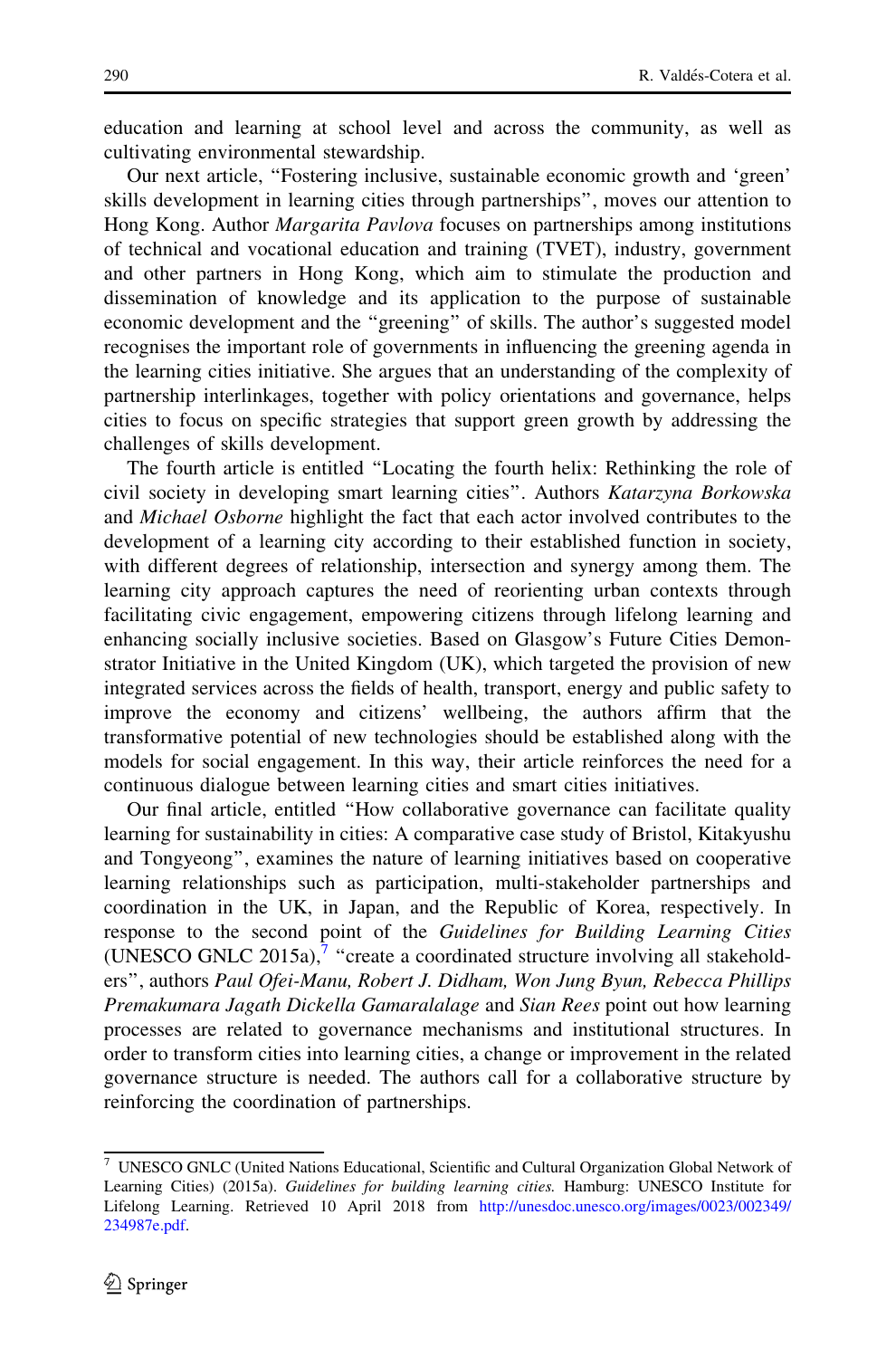education and learning at school level and across the community, as well as cultivating environmental stewardship.

Our next article, "Fostering inclusive, sustainable economic growth and 'green' skills development in learning cities through partnerships", moves our attention to Hong Kong. Author *Margarita Pavlova* focuses on partnerships among institutions of technical and vocational education and training (TVET), industry, government and other partners in Hong Kong, which aim to stimulate the production and dissemination of knowledge and its application to the purpose of sustainable economic development and the "greening" of skills. The author's suggested model recognises the important role of governments in influencing the greening agenda in the learning cities initiative. She argues that an understanding of the complexity of partnership interlinkages, together with policy orientations and governance, helps cities to focus on specific strategies that support green growth by addressing the challenges of skills development.

The fourth article is entitled "Locating the fourth helix: Rethinking the role of civil society in developing smart learning cities". Authors *Katarzyna Borkowska* and *Michael Osborne* highlight the fact that each actor involved contributes to the development of a learning city according to their established function in society, with different degrees of relationship, intersection and synergy among them. The learning city approach captures the need of reorienting urban contexts through facilitating civic engagement, empowering citizens through lifelong learning and enhancing socially inclusive societies. Based on Glasgow's Future Cities Demonstrator Initiative in the United Kingdom (UK), which targeted the provision of new integrated services across the fields of health, transport, energy and public safety to improve the economy and citizens' wellbeing, the authors affirm that the transformative potential of new technologies should be established along with the models for social engagement. In this way, their article reinforces the need for a continuous dialogue between learning cities and smart cities initiatives.

Our final article, entitled "How collaborative governance can facilitate quality learning for sustainability in cities: A comparative case study of Bristol, Kitakyushu and Tongyeong", examines the nature of learning initiatives based on cooperative learning relationships such as participation, multi-stakeholder partnerships and coordination in the UK, in Japan, and the Republic of Korea, respectively. In response to the second point of the *Guidelines for Building Learning Cities* (UNESCO GNLC 2015a),[7] "create a coordinated structure involving all stakeholders", authors *Paul Ofei-Manu, Robert J. Didham, Won Jung Byun, Rebecca Phillips Premakumara Jagath Dickella Gamaralalage* and *Sian Rees* point out how learning processes are related to governance mechanisms and institutional structures. In order to transform cities into learning cities, a change or improvement in the related governance structure is needed. The authors call for a collaborative structure by reinforcing the coordination of partnerships.

---

[7] UNESCO GNLC (United Nations Educational, Scientific and Cultural Organization Global Network of Learning Cities) (2015a). *Guidelines for building learning cities.* Hamburg: UNESCO Institute for Lifelong Learning. Retrieved 10 April 2018 from http://unesdoc.unesco.org/images/0023/002349/234987e.pdf.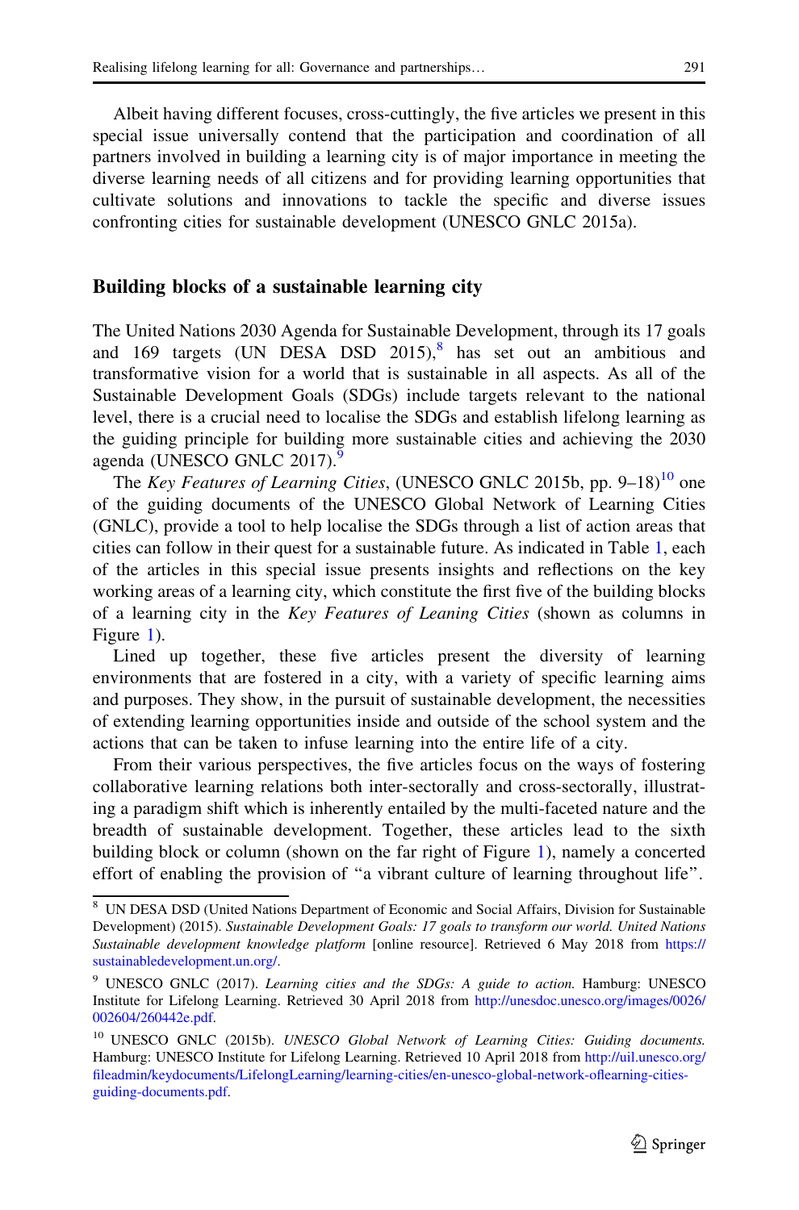Albeit having different focuses, cross-cuttingly, the five articles we present in this special issue universally contend that the participation and coordination of all partners involved in building a learning city is of major importance in meeting the diverse learning needs of all citizens and for providing learning opportunities that cultivate solutions and innovations to tackle the specific and diverse issues confronting cities for sustainable development (UNESCO GNLC 2015a).

## Building blocks of a sustainable learning city

The United Nations 2030 Agenda for Sustainable Development, through its 17 goals and 169 targets (UN DESA DSD 2015),[8] has set out an ambitious and transformative vision for a world that is sustainable in all aspects. As all of the Sustainable Development Goals (SDGs) include targets relevant to the national level, there is a crucial need to localise the SDGs and establish lifelong learning as the guiding principle for building more sustainable cities and achieving the 2030 agenda (UNESCO GNLC 2017).[9]

The *Key Features of Learning Cities*, (UNESCO GNLC 2015b, pp. 9–18)[10] one of the guiding documents of the UNESCO Global Network of Learning Cities (GNLC), provide a tool to help localise the SDGs through a list of action areas that cities can follow in their quest for a sustainable future. As indicated in Table 1, each of the articles in this special issue presents insights and reflections on the key working areas of a learning city, which constitute the first five of the building blocks of a learning city in the *Key Features of Leaning Cities* (shown as columns in Figure 1).

Lined up together, these five articles present the diversity of learning environments that are fostered in a city, with a variety of specific learning aims and purposes. They show, in the pursuit of sustainable development, the necessities of extending learning opportunities inside and outside of the school system and the actions that can be taken to infuse learning into the entire life of a city.

From their various perspectives, the five articles focus on the ways of fostering collaborative learning relations both inter-sectorally and cross-sectorally, illustrating a paradigm shift which is inherently entailed by the multi-faceted nature and the breadth of sustainable development. Together, these articles lead to the sixth building block or column (shown on the far right of Figure 1), namely a concerted effort of enabling the provision of "a vibrant culture of learning throughout life".

---

[8] UN DESA DSD (United Nations Department of Economic and Social Affairs, Division for Sustainable Development) (2015). *Sustainable Development Goals: 17 goals to transform our world. United Nations Sustainable development knowledge platform* [online resource]. Retrieved 6 May 2018 from https://sustainabledevelopment.un.org/.

[9] UNESCO GNLC (2017). *Learning cities and the SDGs: A guide to action.* Hamburg: UNESCO Institute for Lifelong Learning. Retrieved 30 April 2018 from http://unesdoc.unesco.org/images/0026/002604/260442e.pdf.

[10] UNESCO GNLC (2015b). *UNESCO Global Network of Learning Cities: Guiding documents.* Hamburg: UNESCO Institute for Lifelong Learning. Retrieved 10 April 2018 from http://uil.unesco.org/fileadmin/keydocuments/LifelongLearning/learning-cities/en-unesco-global-network-oflearning-cities-guiding-documents.pdf.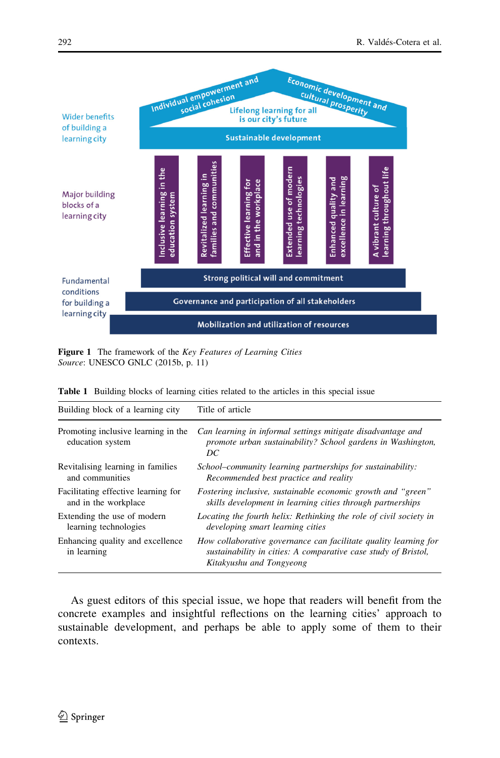Wider benefits of building a learning city

Individual empowerment and social cohesion

Economic development and cultural prosperity

Lifelong learning for all is our city's future

Sustainable development

Major building blocks of a learning city

Inclusive learning in the education system

Revitalized learning in families and communities

Effective learning for and in the workplace

Extended use of modern learning technologies

Enhanced quality and excellence in learning

A vibrant culture of learning throughout life

Fundamental conditions for building a learning city

Strong political will and commitment

Governance and participation of all stakeholders

Mobilization and utilization of resources

**Figure 1** The framework of the *Key Features of Learning Cities*
*Source*: UNESCO GNLC (2015b, p. 11)

**Table 1** Building blocks of learning cities related to the articles in this special issue

| Building block of a learning city | Title of article |
|---|---|
| Promoting inclusive learning in the education system | *Can learning in informal settings mitigate disadvantage and promote urban sustainability? School gardens in Washington, DC* |
| Revitalising learning in families and communities | *School–community learning partnerships for sustainability: Recommended best practice and reality* |
| Facilitating effective learning for and in the workplace | *Fostering inclusive, sustainable economic growth and "green" skills development in learning cities through partnerships* |
| Extending the use of modern learning technologies | *Locating the fourth helix: Rethinking the role of civil society in developing smart learning cities* |
| Enhancing quality and excellence in learning | *How collaborative governance can facilitate quality learning for sustainability in cities: A comparative case study of Bristol, Kitakyushu and Tongyeong* |

As guest editors of this special issue, we hope that readers will benefit from the concrete examples and insightful reflections on the learning cities' approach to sustainable development, and perhaps be able to apply some of them to their contexts.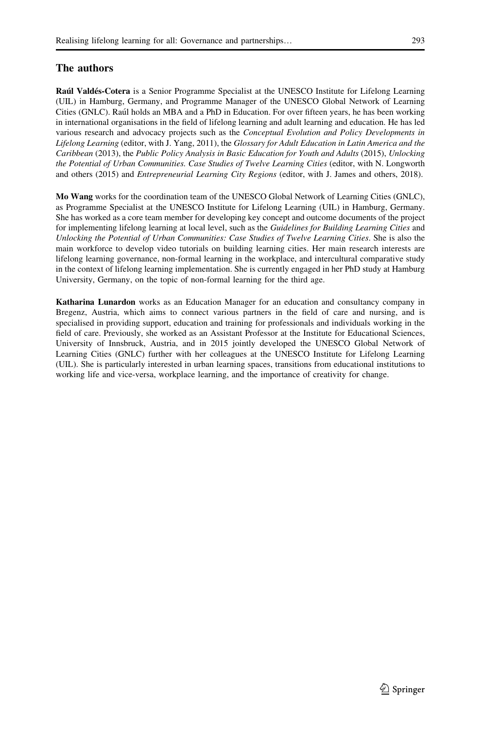## The authors

**Raúl Valdés-Cotera** is a Senior Programme Specialist at the UNESCO Institute for Lifelong Learning (UIL) in Hamburg, Germany, and Programme Manager of the UNESCO Global Network of Learning Cities (GNLC). Raúl holds an MBA and a PhD in Education. For over fifteen years, he has been working in international organisations in the field of lifelong learning and adult learning and education. He has led various research and advocacy projects such as the *Conceptual Evolution and Policy Developments in Lifelong Learning* (editor, with J. Yang, 2011), the *Glossary for Adult Education in Latin America and the Caribbean* (2013), the *Public Policy Analysis in Basic Education for Youth and Adults* (2015), *Unlocking the Potential of Urban Communities. Case Studies of Twelve Learning Cities* (editor, with N. Longworth and others (2015) and *Entrepreneurial Learning City Regions* (editor, with J. James and others, 2018).

**Mo Wang** works for the coordination team of the UNESCO Global Network of Learning Cities (GNLC), as Programme Specialist at the UNESCO Institute for Lifelong Learning (UIL) in Hamburg, Germany. She has worked as a core team member for developing key concept and outcome documents of the project for implementing lifelong learning at local level, such as the *Guidelines for Building Learning Cities* and *Unlocking the Potential of Urban Communities: Case Studies of Twelve Learning Cities*. She is also the main workforce to develop video tutorials on building learning cities. Her main research interests are lifelong learning governance, non-formal learning in the workplace, and intercultural comparative study in the context of lifelong learning implementation. She is currently engaged in her PhD study at Hamburg University, Germany, on the topic of non-formal learning for the third age.

**Katharina Lunardon** works as an Education Manager for an education and consultancy company in Bregenz, Austria, which aims to connect various partners in the field of care and nursing, and is specialised in providing support, education and training for professionals and individuals working in the field of care. Previously, she worked as an Assistant Professor at the Institute for Educational Sciences, University of Innsbruck, Austria, and in 2015 jointly developed the UNESCO Global Network of Learning Cities (GNLC) further with her colleagues at the UNESCO Institute for Lifelong Learning (UIL). She is particularly interested in urban learning spaces, transitions from educational institutions to working life and vice-versa, workplace learning, and the importance of creativity for change.